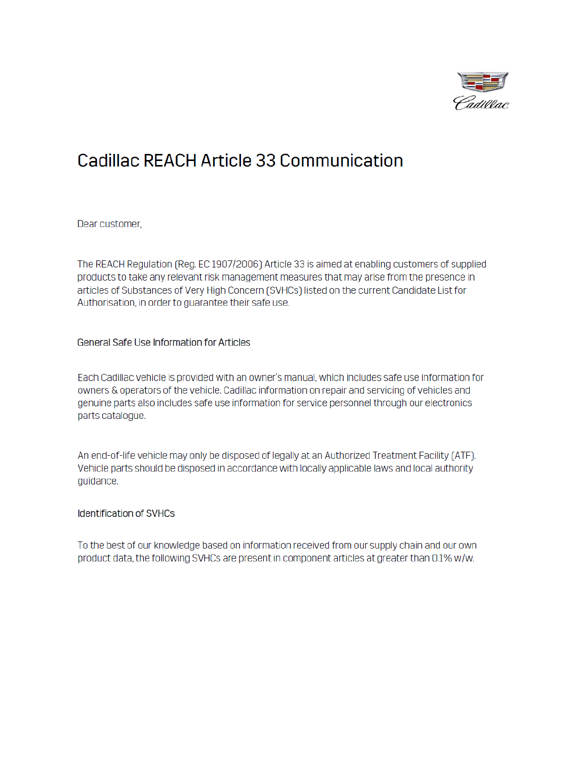# Cadillac REACH Article 33 Communication

Dear customer,

The REACH Regulation (Reg. EC 1907/2006) Article 33 is aimed at enabling customers of supplied products to take any relevant risk management measures that may arise from the presence in articles of Substances of Very High Concern (SVHCs) listed on the current Candidate List for Authorisation, in order to guarantee their safe use.

## General Safe Use Information for Articles

Each Cadillac vehicle is provided with an owner's manual, which includes safe use information for owners & operators of the vehicle. Cadillac information on repair and servicing of vehicles and genuine parts also includes safe use information for service personnel through our electronics parts catalogue.

An end-of-life vehicle may only be disposed of legally at an Authorized Treatment Facility (ATF). Vehicle parts should be disposed in accordance with locally applicable laws and local authority guidance.

## Identification of SVHCs

To the best of our knowledge based on information received from our supply chain and our own product data, the following SVHCs are present in component articles at greater than 0.1% w/w.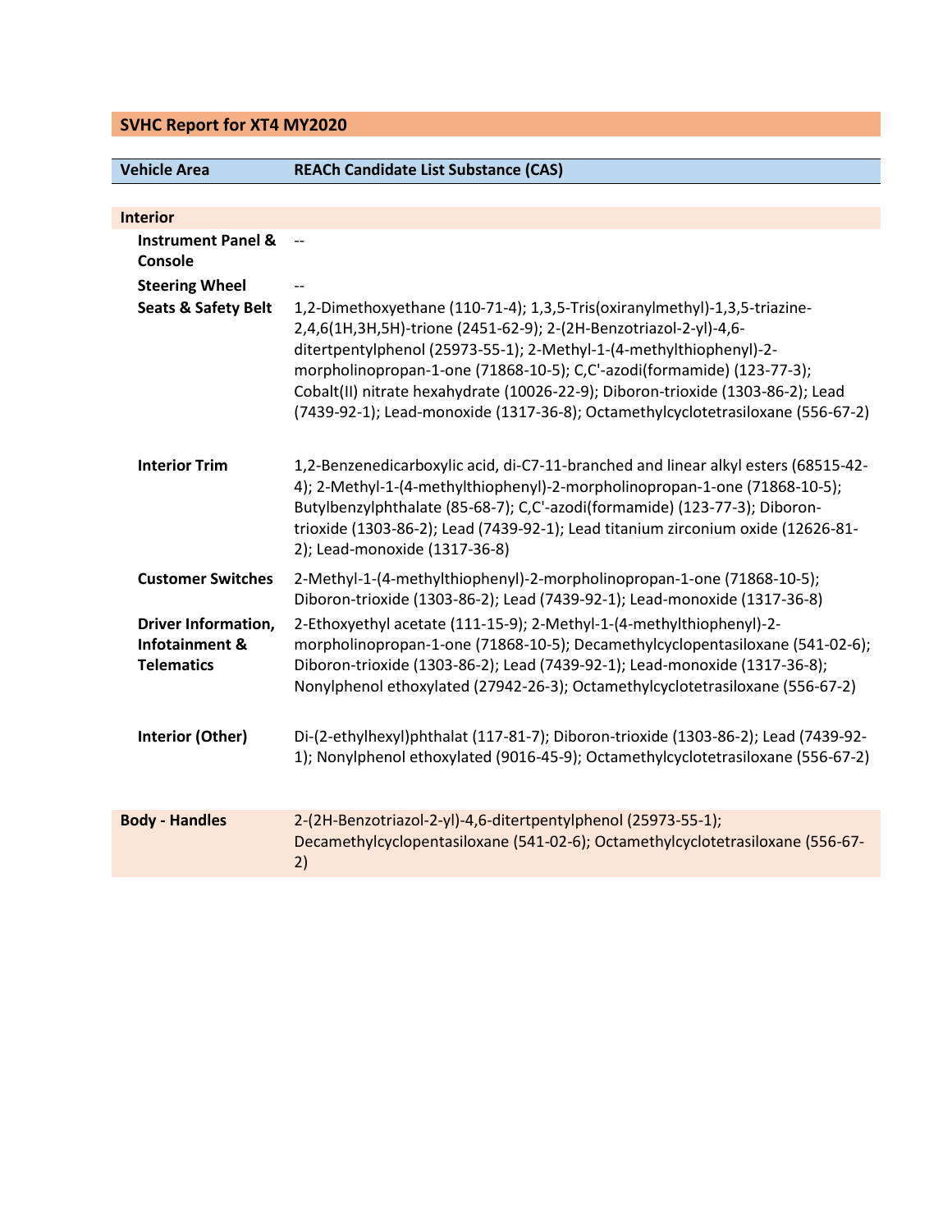## SVHC Report for XT4 MY2020

| Vehicle Area | REACh Candidate List Substance (CAS) |
| --- | --- |
| **Interior** | |
| **Instrument Panel & Console** | -- |
| **Steering Wheel** | -- |
| **Seats & Safety Belt** | 1,2-Dimethoxyethane (110-71-4); 1,3,5-Tris(oxiranylmethyl)-1,3,5-triazine-2,4,6(1H,3H,5H)-trione (2451-62-9); 2-(2H-Benzotriazol-2-yl)-4,6-ditertpentylphenol (25973-55-1); 2-Methyl-1-(4-methylthiophenyl)-2-morpholinopropan-1-one (71868-10-5); C,C'-azodi(formamide) (123-77-3); Cobalt(II) nitrate hexahydrate (10026-22-9); Diboron-trioxide (1303-86-2); Lead (7439-92-1); Lead-monoxide (1317-36-8); Octamethylcyclotetrasiloxane (556-67-2) |
| **Interior Trim** | 1,2-Benzenedicarboxylic acid, di-C7-11-branched and linear alkyl esters (68515-42-4); 2-Methyl-1-(4-methylthiophenyl)-2-morpholinopropan-1-one (71868-10-5); Butylbenzylphthalate (85-68-7); C,C'-azodi(formamide) (123-77-3); Diboron-trioxide (1303-86-2); Lead (7439-92-1); Lead titanium zirconium oxide (12626-81-2); Lead-monoxide (1317-36-8) |
| **Customer Switches** | 2-Methyl-1-(4-methylthiophenyl)-2-morpholinopropan-1-one (71868-10-5); Diboron-trioxide (1303-86-2); Lead (7439-92-1); Lead-monoxide (1317-36-8) |
| **Driver Information, Infotainment & Telematics** | 2-Ethoxyethyl acetate (111-15-9); 2-Methyl-1-(4-methylthiophenyl)-2-morpholinopropan-1-one (71868-10-5); Decamethylcyclopentasiloxane (541-02-6); Diboron-trioxide (1303-86-2); Lead (7439-92-1); Lead-monoxide (1317-36-8); Nonylphenol ethoxylated (27942-26-3); Octamethylcyclotetrasiloxane (556-67-2) |
| **Interior (Other)** | Di-(2-ethylhexyl)phthalat (117-81-7); Diboron-trioxide (1303-86-2); Lead (7439-92-1); Nonylphenol ethoxylated (9016-45-9); Octamethylcyclotetrasiloxane (556-67-2) |
| **Body - Handles** | 2-(2H-Benzotriazol-2-yl)-4,6-ditertpentylphenol (25973-55-1); Decamethylcyclopentasiloxane (541-02-6); Octamethylcyclotetrasiloxane (556-67-2) |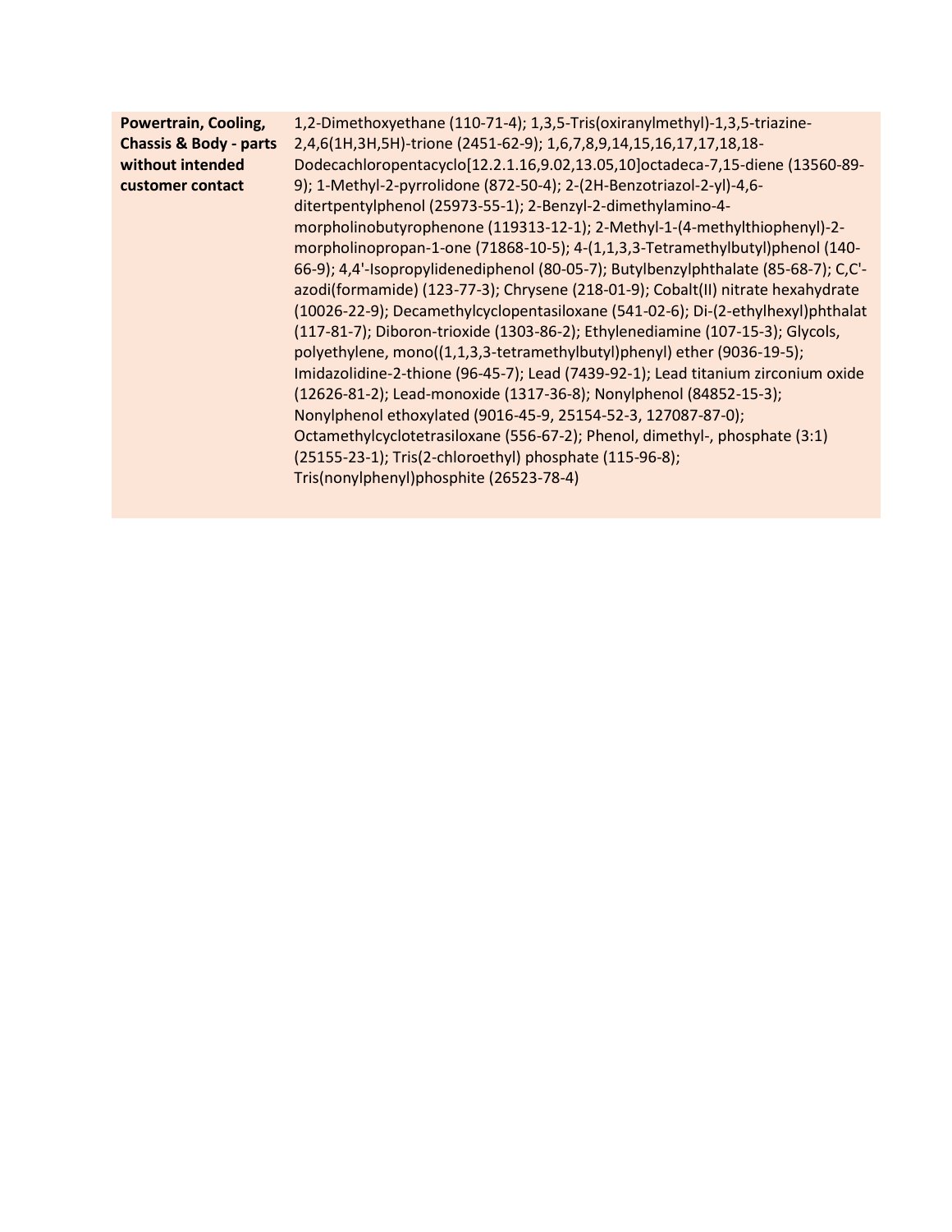| | |
|---|---|
| **Powertrain, Cooling, Chassis & Body - parts without intended customer contact** | 1,2-Dimethoxyethane (110-71-4); 1,3,5-Tris(oxiranylmethyl)-1,3,5-triazine-2,4,6(1H,3H,5H)-trione (2451-62-9); 1,6,7,8,9,14,15,16,17,17,18,18-Dodecachloropentacyclo[12.2.1.16,9.02,13.05,10]octadeca-7,15-diene (13560-89-9); 1-Methyl-2-pyrrolidone (872-50-4); 2-(2H-Benzotriazol-2-yl)-4,6-ditertpentylphenol (25973-55-1); 2-Benzyl-2-dimethylamino-4-morpholinobutyrophenone (119313-12-1); 2-Methyl-1-(4-methylthiophenyl)-2-morpholinopropan-1-one (71868-10-5); 4-(1,1,3,3-Tetramethylbutyl)phenol (140-66-9); 4,4'-Isopropylidenediphenol (80-05-7); Butylbenzylphthalate (85-68-7); C,C'-azodi(formamide) (123-77-3); Chrysene (218-01-9); Cobalt(II) nitrate hexahydrate (10026-22-9); Decamethylcyclopentasiloxane (541-02-6); Di-(2-ethylhexyl)phthalat (117-81-7); Diboron-trioxide (1303-86-2); Ethylenediamine (107-15-3); Glycols, polyethylene, mono((1,1,3,3-tetramethylbutyl)phenyl) ether (9036-19-5); Imidazolidine-2-thione (96-45-7); Lead (7439-92-1); Lead titanium zirconium oxide (12626-81-2); Lead-monoxide (1317-36-8); Nonylphenol (84852-15-3); Nonylphenol ethoxylated (9016-45-9, 25154-52-3, 127087-87-0); Octamethylcyclotetrasiloxane (556-67-2); Phenol, dimethyl-, phosphate (3:1) (25155-23-1); Tris(2-chloroethyl) phosphate (115-96-8); Tris(nonylphenyl)phosphite (26523-78-4) |